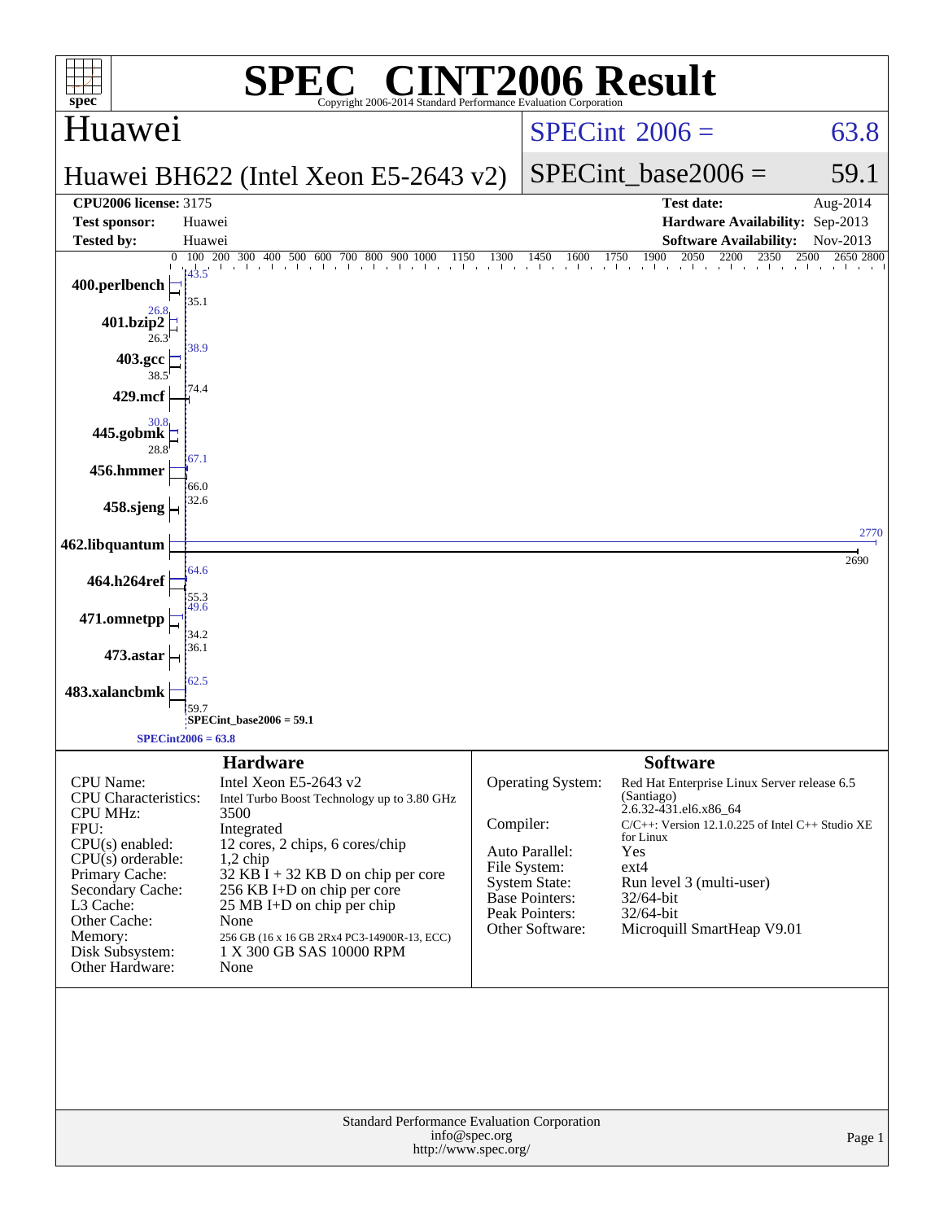# SPEC CINT2006 Result

Copyright 2006-2014 Standard Performance Evaluation Corporation

## Huawei

**Huawei BH622 (Intel Xeon E5-2643 v2)**

SPECint 2006 = 63.8

SPECint_base2006 = 59.1

| | | | |
|---|---|---|---|
| **CPU2006 license:** 3175 | | **Test date:** | Aug-2014 |
| **Test sponsor:** | Huawei | **Hardware Availability:** | Sep-2013 |
| **Tested by:** | Huawei | **Software Availability:** | Nov-2013 |

| Benchmark | Peak | Base |
|---|---|---|
| 400.perlbench | 43.5 | 35.1 |
| 401.bzip2 | 26.8 | 26.3 |
| 403.gcc | 38.9 | 38.5 |
| 429.mcf | 74.4 | 74.4 |
| 445.gobmk | 30.8 | 28.8 |
| 456.hmmer | 67.1 | 66.0 |
| 458.sjeng | 32.6 | 32.6 |
| 462.libquantum | 2770 | 2690 |
| 464.h264ref | 64.6 | 55.3 |
| 471.omnetpp | 49.6 | 34.2 |
| 473.astar | 36.1 | 36.1 |
| 483.xalancbmk | 62.5 | 59.7 |

SPECint_base2006 = 59.1

SPECint2006 = 63.8

### Hardware

| | |
|---|---|
| CPU Name: | Intel Xeon E5-2643 v2 |
| CPU Characteristics: | Intel Turbo Boost Technology up to 3.80 GHz |
| CPU MHz: | 3500 |
| FPU: | Integrated |
| CPU(s) enabled: | 12 cores, 2 chips, 6 cores/chip |
| CPU(s) orderable: | 1,2 chip |
| Primary Cache: | 32 KB I + 32 KB D on chip per core |
| Secondary Cache: | 256 KB I+D on chip per core |
| L3 Cache: | 25 MB I+D on chip per chip |
| Other Cache: | None |
| Memory: | 256 GB (16 x 16 GB 2Rx4 PC3-14900R-13, ECC) |
| Disk Subsystem: | 1 X 300 GB SAS 10000 RPM |
| Other Hardware: | None |

### Software

| | |
|---|---|
| Operating System: | Red Hat Enterprise Linux Server release 6.5 (Santiago) 2.6.32-431.el6.x86_64 |
| Compiler: | C/C++: Version 12.1.0.225 of Intel C++ Studio XE for Linux |
| Auto Parallel: | Yes |
| File System: | ext4 |
| System State: | Run level 3 (multi-user) |
| Base Pointers: | 32/64-bit |
| Peak Pointers: | 32/64-bit |
| Other Software: | Microquill SmartHeap V9.01 |

Standard Performance Evaluation Corporation
info@spec.org
http://www.spec.org/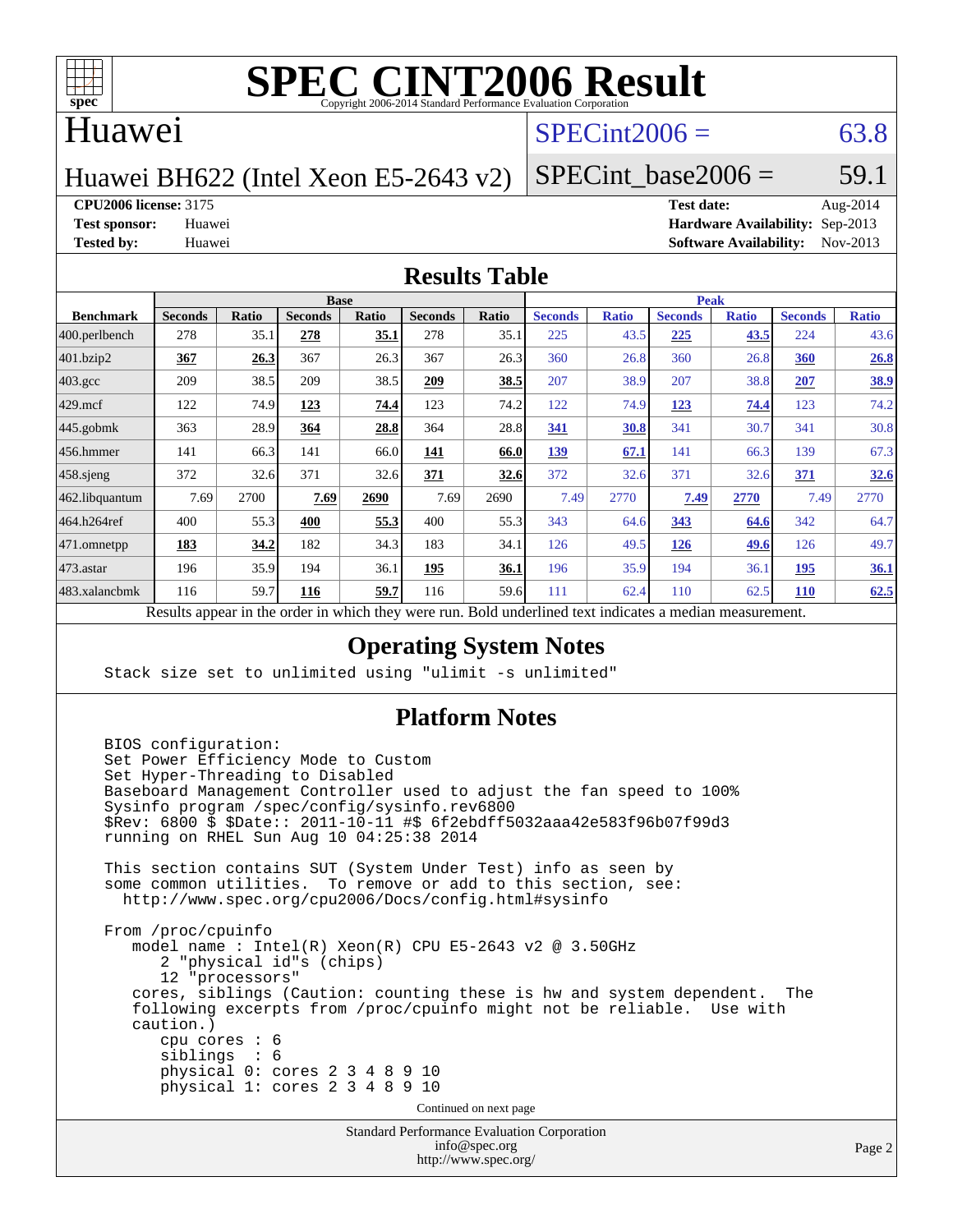# SPEC CINT2006 Result

Copyright 2006-2014 Standard Performance Evaluation Corporation

## Huawei

Huawei BH622 (Intel Xeon E5-2643 v2)

SPECint2006 = 63.8

SPECint_base2006 = 59.1

| | | | |
|---|---|---|---|
| **CPU2006 license:** 3175 | | **Test date:** | Aug-2014 |
| **Test sponsor:** | Huawei | **Hardware Availability:** | Sep-2013 |
| **Tested by:** | Huawei | **Software Availability:** | Nov-2013 |

## Results Table

| | Base | | | | | | Peak | | | | | |
|---|---|---|---|---|---|---|---|---|---|---|---|---|
| **Benchmark** | **Seconds** | **Ratio** | **Seconds** | **Ratio** | **Seconds** | **Ratio** | **Seconds** | **Ratio** | **Seconds** | **Ratio** | **Seconds** | **Ratio** |
| 400.perlbench | 278 | 35.1 | **278** | **35.1** | 278 | 35.1 | 225 | 43.5 | **225** | **43.5** | 224 | 43.6 |
| 401.bzip2 | **367** | **26.3** | 367 | 26.3 | 367 | 26.3 | 360 | 26.8 | 360 | 26.8 | **360** | **26.8** |
| 403.gcc | 209 | 38.5 | 209 | 38.5 | **209** | **38.5** | 207 | 38.9 | 207 | 38.8 | **207** | **38.9** |
| 429.mcf | 122 | 74.9 | **123** | **74.4** | 123 | 74.2 | 122 | 74.9 | **123** | **74.4** | 123 | 74.2 |
| 445.gobmk | 363 | 28.9 | **364** | **28.8** | 364 | 28.8 | **341** | **30.8** | 341 | 30.7 | 341 | 30.8 |
| 456.hmmer | 141 | 66.3 | 141 | 66.0 | **141** | **66.0** | **139** | **67.1** | 141 | 66.3 | 139 | 67.3 |
| 458.sjeng | 372 | 32.6 | 371 | 32.6 | **371** | **32.6** | 372 | 32.6 | 371 | 32.6 | **371** | **32.6** |
| 462.libquantum | 7.69 | 2700 | **7.69** | **2690** | 7.69 | 2690 | 7.49 | 2770 | **7.49** | **2770** | 7.49 | 2770 |
| 464.h264ref | 400 | 55.3 | **400** | **55.3** | 400 | 55.3 | 343 | 64.6 | **343** | **64.6** | 342 | 64.7 |
| 471.omnetpp | **183** | **34.2** | 182 | 34.3 | 183 | 34.1 | 126 | 49.5 | **126** | **49.6** | 126 | 49.7 |
| 473.astar | 196 | 35.9 | 194 | 36.1 | **195** | **36.1** | 196 | 35.9 | 194 | 36.1 | **195** | **36.1** |
| 483.xalancbmk | 116 | 59.7 | **116** | **59.7** | 116 | 59.6 | 111 | 62.4 | 110 | 62.5 | **110** | **62.5** |

Results appear in the order in which they were run. Bold underlined text indicates a median measurement.

## Operating System Notes

```
Stack size set to unlimited using "ulimit -s unlimited"
```

## Platform Notes

```
BIOS configuration:
Set Power Efficiency Mode to Custom
Set Hyper-Threading to Disabled
Baseboard Management Controller used to adjust the fan speed to 100%
Sysinfo program /spec/config/sysinfo.rev6800
$Rev: 6800 $ $Date:: 2011-10-11 #$ 6f2ebdff5032aaa42e583f96b07f99d3
running on RHEL Sun Aug 10 04:25:38 2014

This section contains SUT (System Under Test) info as seen by
some common utilities.  To remove or add to this section, see:
  http://www.spec.org/cpu2006/Docs/config.html#sysinfo

From /proc/cpuinfo
   model name : Intel(R) Xeon(R) CPU E5-2643 v2 @ 3.50GHz
      2 "physical id"s (chips)
      12 "processors"
   cores, siblings (Caution: counting these is hw and system dependent.  The
   following excerpts from /proc/cpuinfo might not be reliable.  Use with
   caution.)
      cpu cores : 6
      siblings  : 6
      physical 0: cores 2 3 4 8 9 10
      physical 1: cores 2 3 4 8 9 10
```

Continued on next page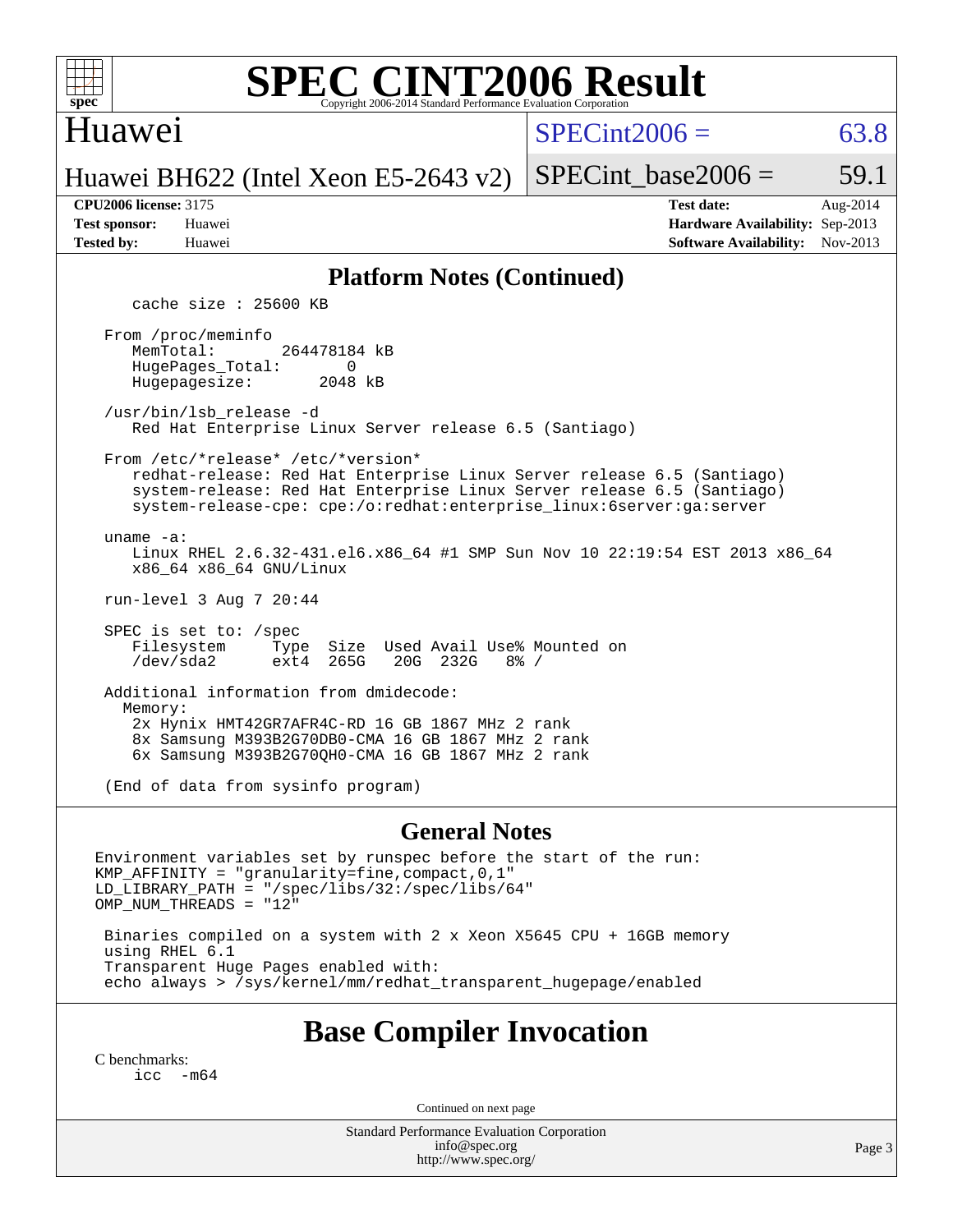# SPEC CINT2006 Result

Copyright 2006-2014 Standard Performance Evaluation Corporation

## Huawei

Huawei BH622 (Intel Xeon E5-2643 v2)

SPECint2006 = 63.8

SPECint_base2006 = 59.1

**CPU2006 license:** 3175
**Test sponsor:** Huawei
**Tested by:** Huawei

**Test date:** Aug-2014
**Hardware Availability:** Sep-2013
**Software Availability:** Nov-2013

## Platform Notes (Continued)

```
      cache size : 25600 KB

   From /proc/meminfo
      MemTotal:       264478184 kB
      HugePages_Total:       0
      Hugepagesize:       2048 kB

   /usr/bin/lsb_release -d
      Red Hat Enterprise Linux Server release 6.5 (Santiago)

   From /etc/*release* /etc/*version*
      redhat-release: Red Hat Enterprise Linux Server release 6.5 (Santiago)
      system-release: Red Hat Enterprise Linux Server release 6.5 (Santiago)
      system-release-cpe: cpe:/o:redhat:enterprise_linux:6server:ga:server

   uname -a:
      Linux RHEL 2.6.32-431.el6.x86_64 #1 SMP Sun Nov 10 22:19:54 EST 2013 x86_64
      x86_64 x86_64 GNU/Linux

   run-level 3 Aug 7 20:44

   SPEC is set to: /spec
      Filesystem     Type  Size  Used Avail Use% Mounted on
      /dev/sda2      ext4  265G   20G  232G   8% /

   Additional information from dmidecode:
     Memory:
      2x Hynix HMT42GR7AFR4C-RD 16 GB 1867 MHz 2 rank
      8x Samsung M393B2G70DB0-CMA 16 GB 1867 MHz 2 rank
      6x Samsung M393B2G70QH0-CMA 16 GB 1867 MHz 2 rank

   (End of data from sysinfo program)
```

## General Notes

```
Environment variables set by runspec before the start of the run:
KMP_AFFINITY = "granularity=fine,compact,0,1"
LD_LIBRARY_PATH = "/spec/libs/32:/spec/libs/64"
OMP_NUM_THREADS = "12"

 Binaries compiled on a system with 2 x Xeon X5645 CPU + 16GB memory
 using RHEL 6.1
 Transparent Huge Pages enabled with:
 echo always > /sys/kernel/mm/redhat_transparent_hugepage/enabled
```

## Base Compiler Invocation

C benchmarks:
```
icc  -m64
```

Continued on next page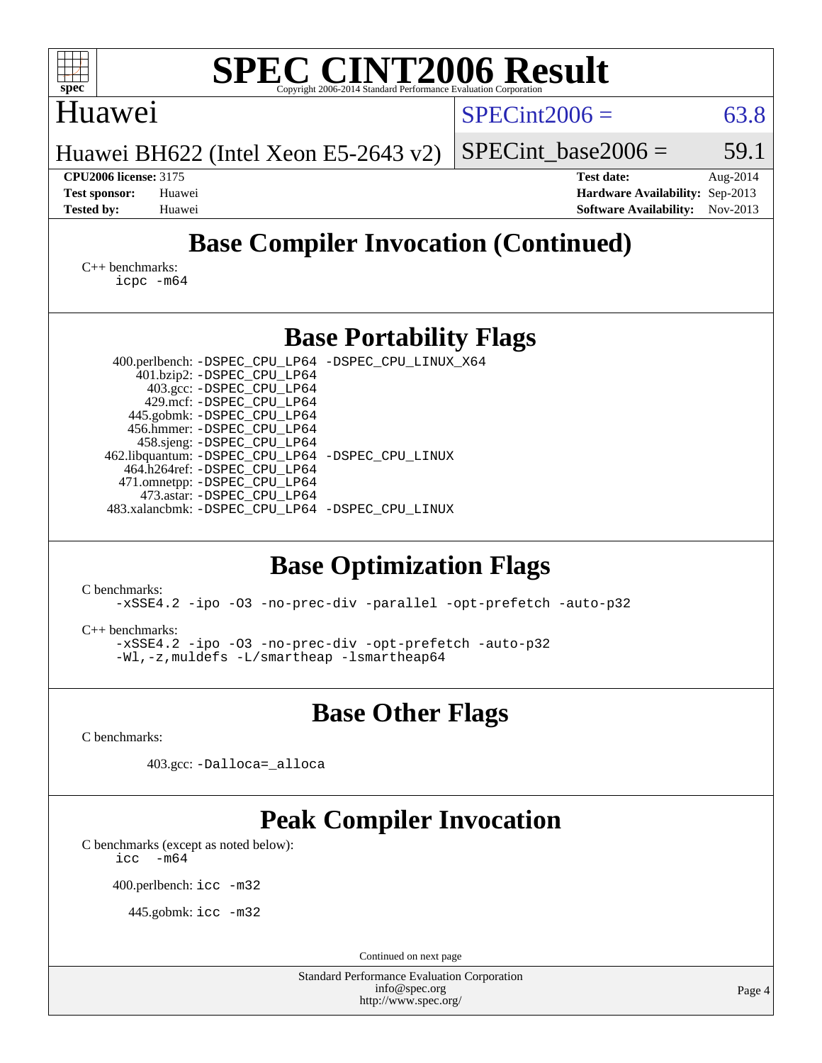# SPEC CINT2006 Result

Huawei

Huawei BH622 (Intel Xeon E5-2643 v2)

SPECint2006 = 63.8

SPECint_base2006 = 59.1

**CPU2006 license:** 3175
**Test sponsor:** Huawei
**Tested by:** Huawei

**Test date:** Aug-2014
**Hardware Availability:** Sep-2013
**Software Availability:** Nov-2013

## Base Compiler Invocation (Continued)

C++ benchmarks:
icpc -m64

## Base Portability Flags

400.perlbench: -DSPEC_CPU_LP64 -DSPEC_CPU_LINUX_X64
401.bzip2: -DSPEC_CPU_LP64
403.gcc: -DSPEC_CPU_LP64
429.mcf: -DSPEC_CPU_LP64
445.gobmk: -DSPEC_CPU_LP64
456.hmmer: -DSPEC_CPU_LP64
458.sjeng: -DSPEC_CPU_LP64
462.libquantum: -DSPEC_CPU_LP64 -DSPEC_CPU_LINUX
464.h264ref: -DSPEC_CPU_LP64
471.omnetpp: -DSPEC_CPU_LP64
473.astar: -DSPEC_CPU_LP64
483.xalancbmk: -DSPEC_CPU_LP64 -DSPEC_CPU_LINUX

## Base Optimization Flags

C benchmarks:
-xSSE4.2 -ipo -O3 -no-prec-div -parallel -opt-prefetch -auto-p32

C++ benchmarks:
-xSSE4.2 -ipo -O3 -no-prec-div -opt-prefetch -auto-p32
-Wl,-z,muldefs -L/smartheap -lsmartheap64

## Base Other Flags

C benchmarks:

403.gcc: -Dalloca=_alloca

## Peak Compiler Invocation

C benchmarks (except as noted below):
icc -m64

400.perlbench: icc -m32

445.gobmk: icc -m32

Continued on next page

Standard Performance Evaluation Corporation
info@spec.org
http://www.spec.org/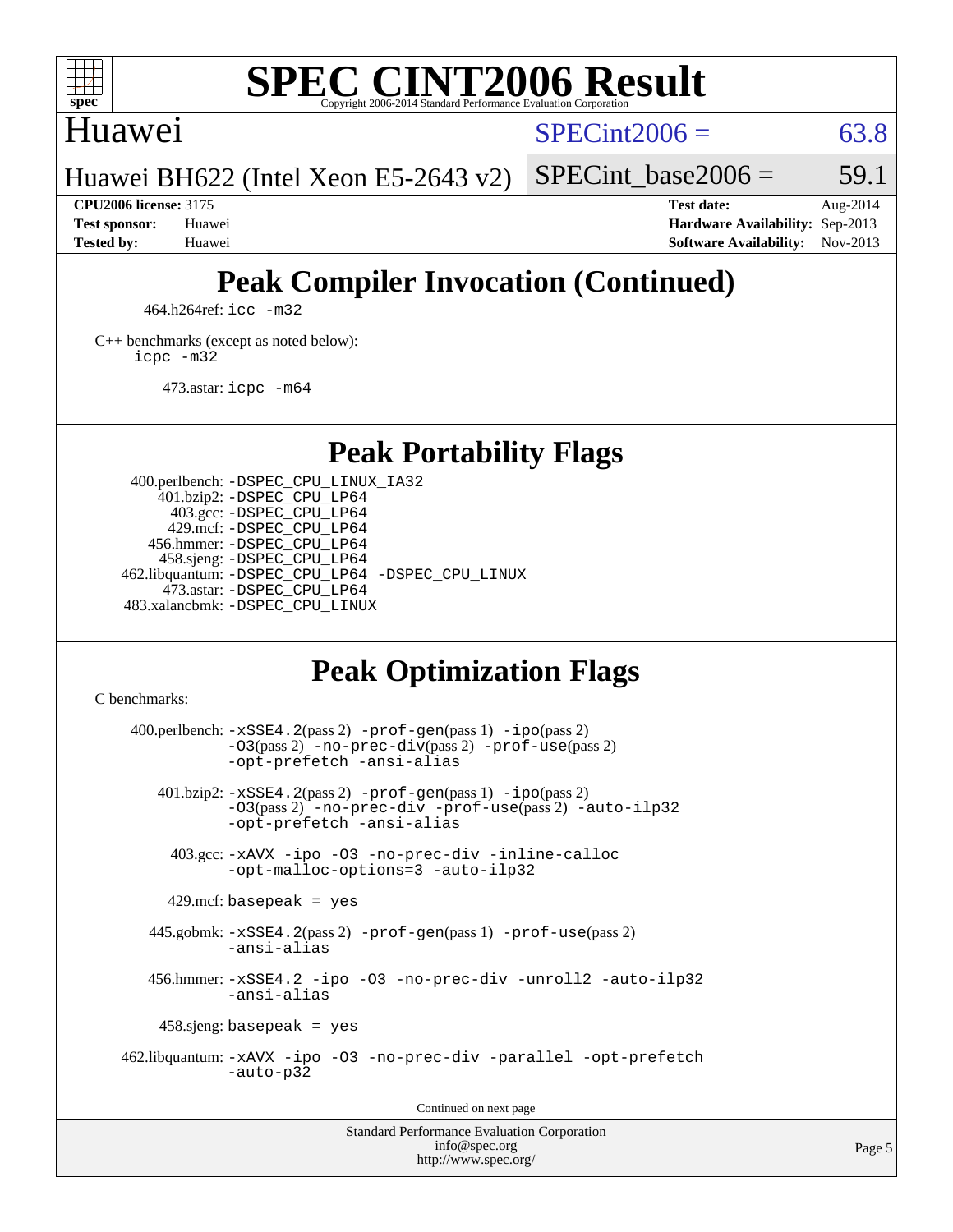Huawei

Huawei BH622 (Intel Xeon E5-2643 v2)

SPECint2006 = 63.8

SPECint_base2006 = 59.1

**CPU2006 license:** 3175
**Test sponsor:** Huawei
**Tested by:** Huawei

**Test date:** Aug-2014
**Hardware Availability:** Sep-2013
**Software Availability:** Nov-2013

## Peak Compiler Invocation (Continued)

464.h264ref: `icc -m32`

C++ benchmarks (except as noted below):
`icpc -m32`

473.astar: `icpc -m64`

## Peak Portability Flags

400.perlbench: `-DSPEC_CPU_LINUX_IA32`
401.bzip2: `-DSPEC_CPU_LP64`
403.gcc: `-DSPEC_CPU_LP64`
429.mcf: `-DSPEC_CPU_LP64`
456.hmmer: `-DSPEC_CPU_LP64`
458.sjeng: `-DSPEC_CPU_LP64`
462.libquantum: `-DSPEC_CPU_LP64 -DSPEC_CPU_LINUX`
473.astar: `-DSPEC_CPU_LP64`
483.xalancbmk: `-DSPEC_CPU_LINUX`

## Peak Optimization Flags

C benchmarks:

400.perlbench: `-xSSE4.2`(pass 2) `-prof-gen`(pass 1) `-ipo`(pass 2) `-O3`(pass 2) `-no-prec-div`(pass 2) `-prof-use`(pass 2) `-opt-prefetch -ansi-alias`

401.bzip2: `-xSSE4.2`(pass 2) `-prof-gen`(pass 1) `-ipo`(pass 2) `-O3`(pass 2) `-no-prec-div -prof-use`(pass 2) `-auto-ilp32 -opt-prefetch -ansi-alias`

403.gcc: `-xAVX -ipo -O3 -no-prec-div -inline-calloc -opt-malloc-options=3 -auto-ilp32`

429.mcf: `basepeak = yes`

445.gobmk: `-xSSE4.2`(pass 2) `-prof-gen`(pass 1) `-prof-use`(pass 2) `-ansi-alias`

456.hmmer: `-xSSE4.2 -ipo -O3 -no-prec-div -unroll2 -auto-ilp32 -ansi-alias`

458.sjeng: `basepeak = yes`

462.libquantum: `-xAVX -ipo -O3 -no-prec-div -parallel -opt-prefetch -auto-p32`

Continued on next page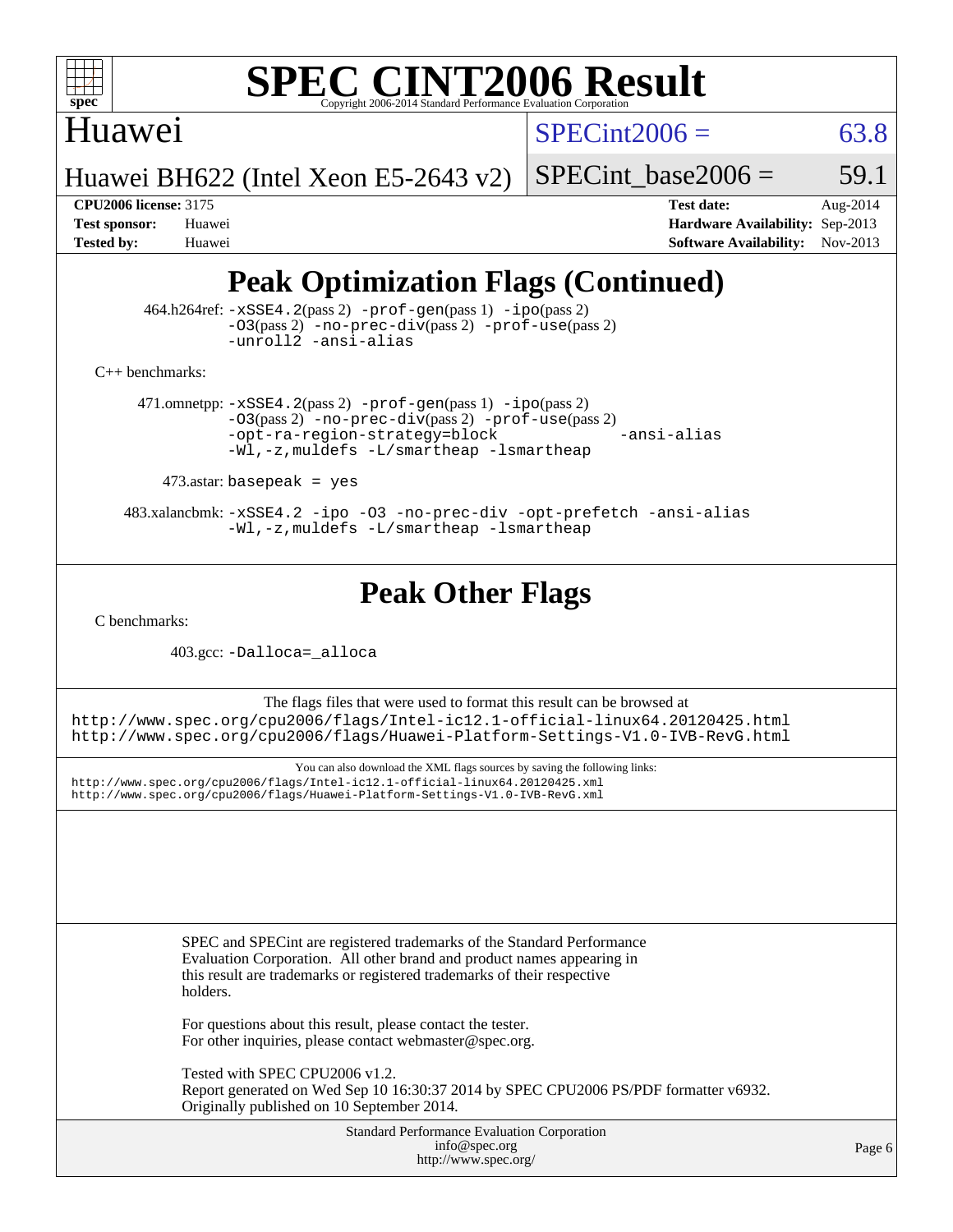## Peak Optimization Flags (Continued)

464.h264ref: -xSSE4.2(pass 2) -prof-gen(pass 1) -ipo(pass 2) -O3(pass 2) -no-prec-div(pass 2) -prof-use(pass 2) -unroll2 -ansi-alias

C++ benchmarks:

471.omnetpp: -xSSE4.2(pass 2) -prof-gen(pass 1) -ipo(pass 2) -O3(pass 2) -no-prec-div(pass 2) -prof-use(pass 2) -opt-ra-region-strategy=block -ansi-alias -Wl,-z,muldefs -L/smartheap -lsmartheap

473.astar: basepeak = yes

483.xalancbmk: -xSSE4.2 -ipo -O3 -no-prec-div -opt-prefetch -ansi-alias -Wl,-z,muldefs -L/smartheap -lsmartheap

## Peak Other Flags

C benchmarks:

403.gcc: -Dalloca=_alloca

The flags files that were used to format this result can be browsed at
http://www.spec.org/cpu2006/flags/Intel-ic12.1-official-linux64.20120425.html
http://www.spec.org/cpu2006/flags/Huawei-Platform-Settings-V1.0-IVB-RevG.html

You can also download the XML flags sources by saving the following links:
http://www.spec.org/cpu2006/flags/Intel-ic12.1-official-linux64.20120425.xml
http://www.spec.org/cpu2006/flags/Huawei-Platform-Settings-V1.0-IVB-RevG.xml

SPEC and SPECint are registered trademarks of the Standard Performance Evaluation Corporation. All other brand and product names appearing in this result are trademarks or registered trademarks of their respective holders.

For questions about this result, please contact the tester.
For other inquiries, please contact webmaster@spec.org.

Tested with SPEC CPU2006 v1.2.
Report generated on Wed Sep 10 16:30:37 2014 by SPEC CPU2006 PS/PDF formatter v6932.
Originally published on 10 September 2014.